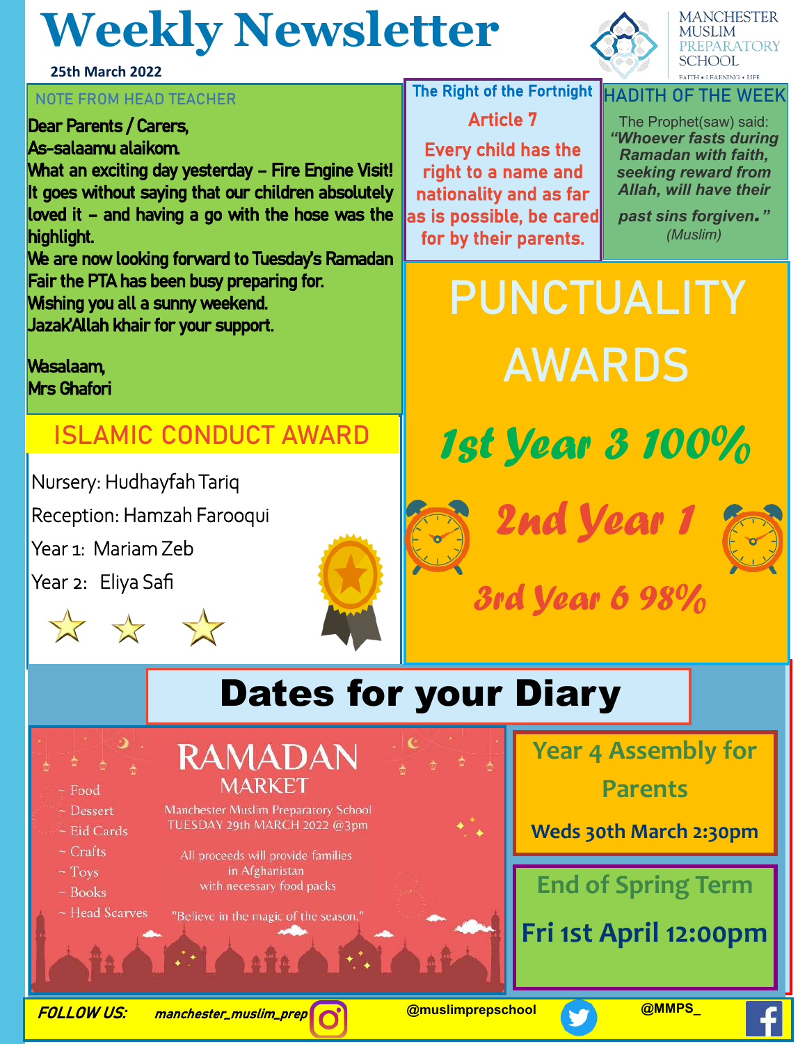# Weekly Newsletter

25th March 2022

MANCHESTER MUSLIM PREPARATORY SCHOOL

FAITH • LEARNING • LIFE

## NOTE FROM HEAD TEACHER

Dear Parents / Carers,
As-salaamu alaikom.
What an exciting day yesterday – Fire Engine Visit! It goes without saying that our children absolutely loved it – and having a go with the hose was the highlight.
We are now looking forward to Tuesday's Ramadan Fair the PTA has been busy preparing for.
Wishing you all a sunny weekend.
JazakAllah khair for your support.

Wasalaam,
Mrs Ghafori

## The Right of the Fortnight

**Article 7**

Every child has the right to a name and nationality and as far as is possible, be cared for by their parents.

## HADITH OF THE WEEK

The Prophet(saw) said:
***"Whoever fasts during Ramadan with faith, seeking reward from Allah, will have their past sins forgiven."***
*(Muslim)*

## ISLAMIC CONDUCT AWARD

Nursery: Hudhayfah Tariq
Reception: Hamzah Farooqui
Year 1: Mariam Zeb
Year 2: Eliya Safi

## PUNCTUALITY AWARDS

**1st Year 3 100%**

**2nd Year 1**

**3rd Year 6 98%**

## Dates for your Diary

### RAMADAN MARKET

Manchester Muslim Preparatory School
TUESDAY 29th MARCH 2022 @3pm

- Food
- Dessert
- Eid Cards
- Crafts
- Toys
- Books
- Head Scarves

All proceeds will provide families in Afghanistan with necessary food packs

"Believe in the magic of the season."

### Year 4 Assembly for Parents

**Weds 30th March 2:30pm**

### End of Spring Term

**Fri 1st April 12:00pm**

**FOLLOW US:** manchester_muslim_prep   @muslimprepschool   @MMPS_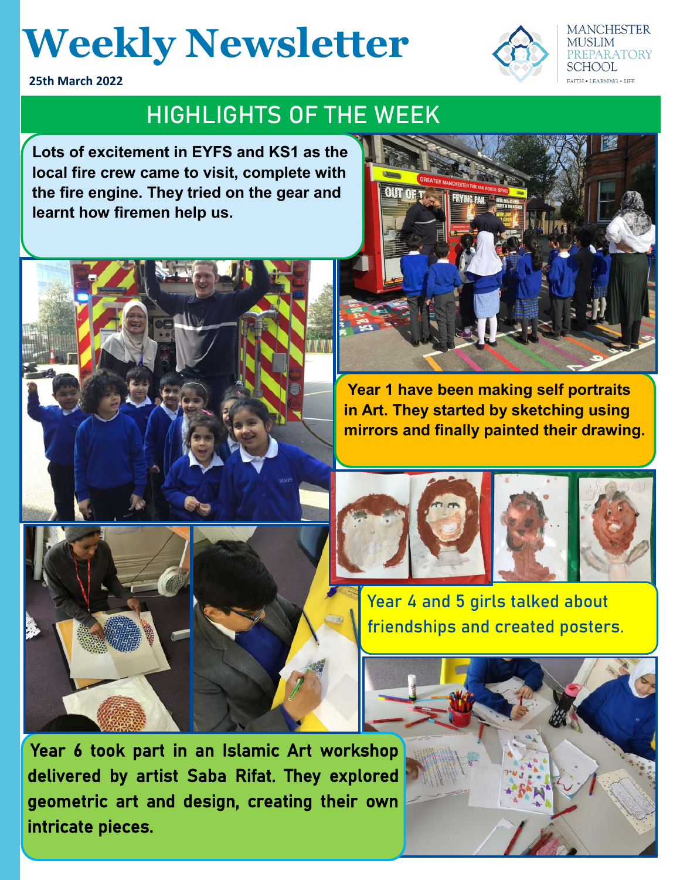# Weekly Newsletter

**25th March 2022**

MANCHESTER MUSLIM PREPARATORY SCHOOL

FAITH • LEARNING • LIFE

## HIGHLIGHTS OF THE WEEK

**Lots of excitement in EYFS and KS1 as the local fire crew came to visit, complete with the fire engine. They tried on the gear and learnt how firemen help us.**

**Year 1 have been making self portraits in Art. They started by sketching using mirrors and finally painted their drawing.**

Year 4 and 5 girls talked about friendships and created posters.

**Year 6 took part in an Islamic Art workshop delivered by artist Saba Rifat. They explored geometric art and design, creating their own intricate pieces.**